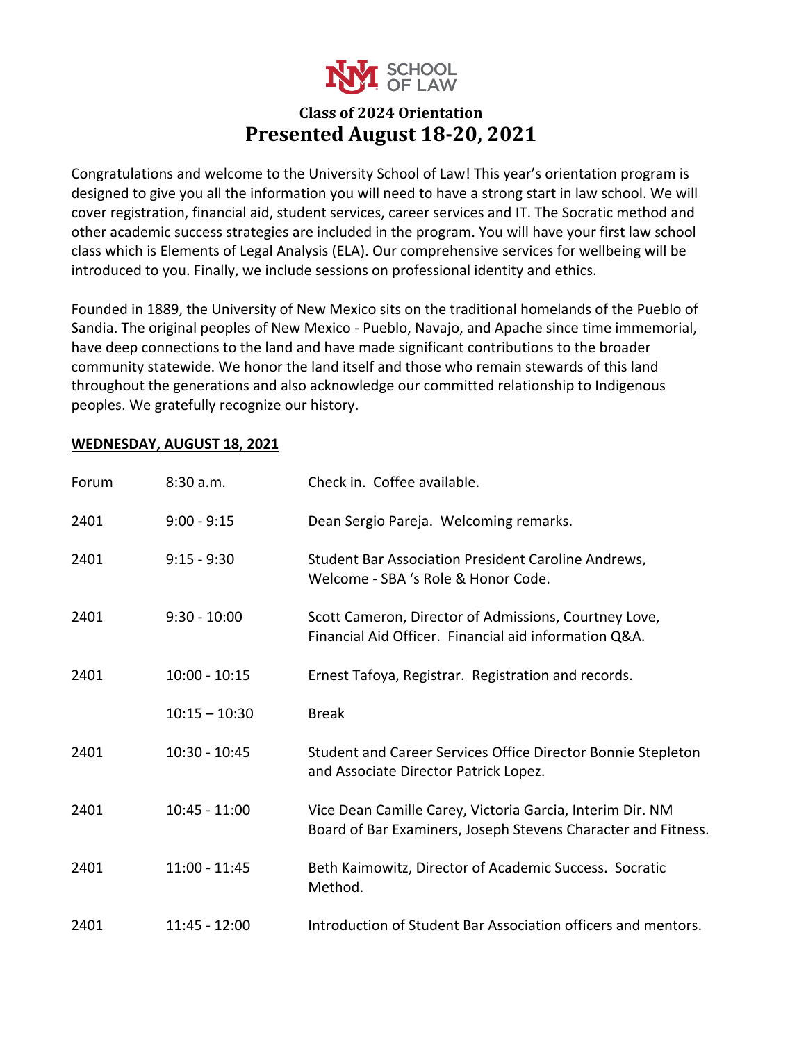SCHOOL OF LAW

## Class of 2024 Orientation

# Presented August 18-20, 2021

Congratulations and welcome to the University School of Law! This year's orientation program is designed to give you all the information you will need to have a strong start in law school. We will cover registration, financial aid, student services, career services and IT. The Socratic method and other academic success strategies are included in the program. You will have your first law school class which is Elements of Legal Analysis (ELA). Our comprehensive services for wellbeing will be introduced to you. Finally, we include sessions on professional identity and ethics.

Founded in 1889, the University of New Mexico sits on the traditional homelands of the Pueblo of Sandia. The original peoples of New Mexico - Pueblo, Navajo, and Apache since time immemorial, have deep connections to the land and have made significant contributions to the broader community statewide. We honor the land itself and those who remain stewards of this land throughout the generations and also acknowledge our committed relationship to Indigenous peoples. We gratefully recognize our history.

**WEDNESDAY, AUGUST 18, 2021**

| Location | Time | Session |
|---|---|---|
| Forum | 8:30 a.m. | Check in. Coffee available. |
| 2401 | 9:00 - 9:15 | Dean Sergio Pareja. Welcoming remarks. |
| 2401 | 9:15 - 9:30 | Student Bar Association President Caroline Andrews, Welcome - SBA 's Role & Honor Code. |
| 2401 | 9:30 - 10:00 | Scott Cameron, Director of Admissions, Courtney Love, Financial Aid Officer. Financial aid information Q&A. |
| 2401 | 10:00 - 10:15 | Ernest Tafoya, Registrar. Registration and records. |
| | 10:15 – 10:30 | Break |
| 2401 | 10:30 - 10:45 | Student and Career Services Office Director Bonnie Stepleton and Associate Director Patrick Lopez. |
| 2401 | 10:45 - 11:00 | Vice Dean Camille Carey, Victoria Garcia, Interim Dir. NM Board of Bar Examiners, Joseph Stevens Character and Fitness. |
| 2401 | 11:00 - 11:45 | Beth Kaimowitz, Director of Academic Success. Socratic Method. |
| 2401 | 11:45 - 12:00 | Introduction of Student Bar Association officers and mentors. |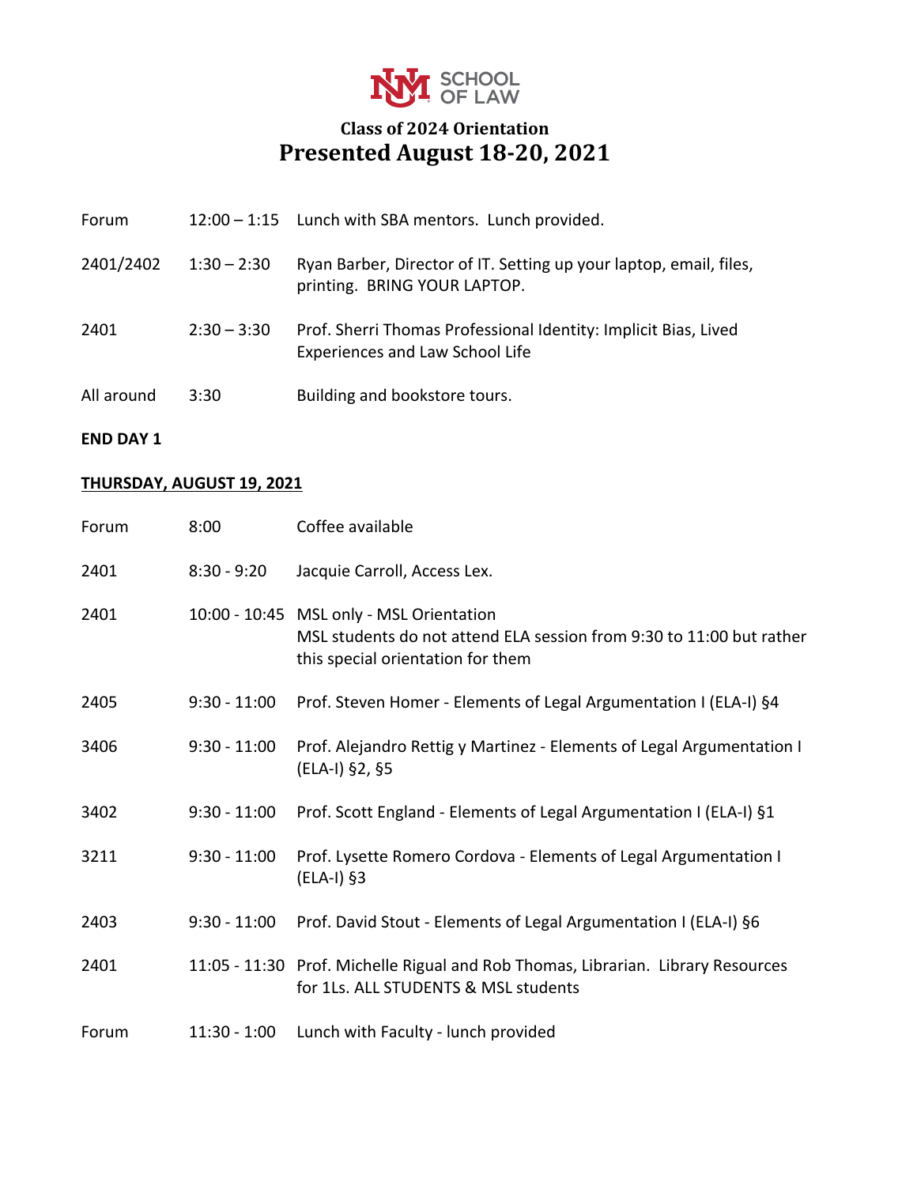UNM SCHOOL OF LAW

## Class of 2024 Orientation
# Presented August 18-20, 2021

| | | |
|---|---|---|
| Forum | 12:00 – 1:15 | Lunch with SBA mentors. Lunch provided. |
| 2401/2402 | 1:30 – 2:30 | Ryan Barber, Director of IT. Setting up your laptop, email, files, printing. BRING YOUR LAPTOP. |
| 2401 | 2:30 – 3:30 | Prof. Sherri Thomas Professional Identity: Implicit Bias, Lived Experiences and Law School Life |
| All around | 3:30 | Building and bookstore tours. |

**END DAY 1**

**<u>THURSDAY, AUGUST 19, 2021</u>**

| | | |
|---|---|---|
| Forum | 8:00 | Coffee available |
| 2401 | 8:30 - 9:20 | Jacquie Carroll, Access Lex. |
| 2401 | 10:00 - 10:45 | MSL only - MSL Orientation<br>MSL students do not attend ELA session from 9:30 to 11:00 but rather this special orientation for them |
| 2405 | 9:30 - 11:00 | Prof. Steven Homer - Elements of Legal Argumentation I (ELA-I) §4 |
| 3406 | 9:30 - 11:00 | Prof. Alejandro Rettig y Martinez - Elements of Legal Argumentation I (ELA-I) §2, §5 |
| 3402 | 9:30 - 11:00 | Prof. Scott England - Elements of Legal Argumentation I (ELA-I) §1 |
| 3211 | 9:30 - 11:00 | Prof. Lysette Romero Cordova - Elements of Legal Argumentation I (ELA-I) §3 |
| 2403 | 9:30 - 11:00 | Prof. David Stout - Elements of Legal Argumentation I (ELA-I) §6 |
| 2401 | 11:05 - 11:30 | Prof. Michelle Rigual and Rob Thomas, Librarian. Library Resources for 1Ls. ALL STUDENTS & MSL students |
| Forum | 11:30 - 1:00 | Lunch with Faculty - lunch provided |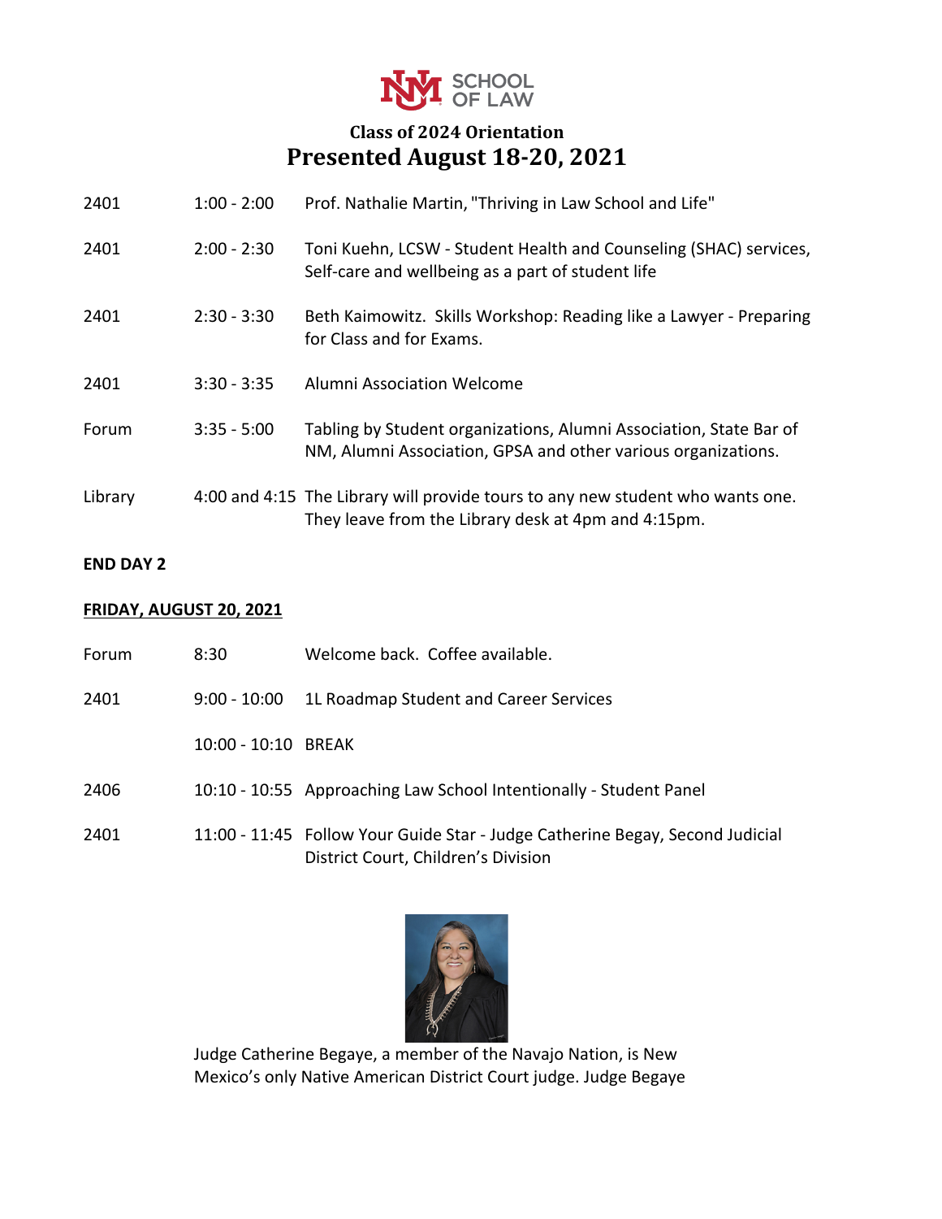# SCHOOL OF LAW

## Class of 2024 Orientation

## Presented August 18-20, 2021

| | | |
|---|---|---|
| 2401 | 1:00 - 2:00 | Prof. Nathalie Martin, "Thriving in Law School and Life" |
| 2401 | 2:00 - 2:30 | Toni Kuehn, LCSW - Student Health and Counseling (SHAC) services, Self-care and wellbeing as a part of student life |
| 2401 | 2:30 - 3:30 | Beth Kaimowitz. Skills Workshop: Reading like a Lawyer - Preparing for Class and for Exams. |
| 2401 | 3:30 - 3:35 | Alumni Association Welcome |
| Forum | 3:35 - 5:00 | Tabling by Student organizations, Alumni Association, State Bar of NM, Alumni Association, GPSA and other various organizations. |
| Library | 4:00 and 4:15 | The Library will provide tours to any new student who wants one. They leave from the Library desk at 4pm and 4:15pm. |

**END DAY 2**

**FRIDAY, AUGUST 20, 2021**

| | | |
|---|---|---|
| Forum | 8:30 | Welcome back. Coffee available. |
| 2401 | 9:00 - 10:00 | 1L Roadmap Student and Career Services |
| | 10:00 - 10:10 | BREAK |
| 2406 | 10:10 - 10:55 | Approaching Law School Intentionally - Student Panel |
| 2401 | 11:00 - 11:45 | Follow Your Guide Star - Judge Catherine Begay, Second Judicial District Court, Children's Division |

Judge Catherine Begaye, a member of the Navajo Nation, is New Mexico's only Native American District Court judge. Judge Begaye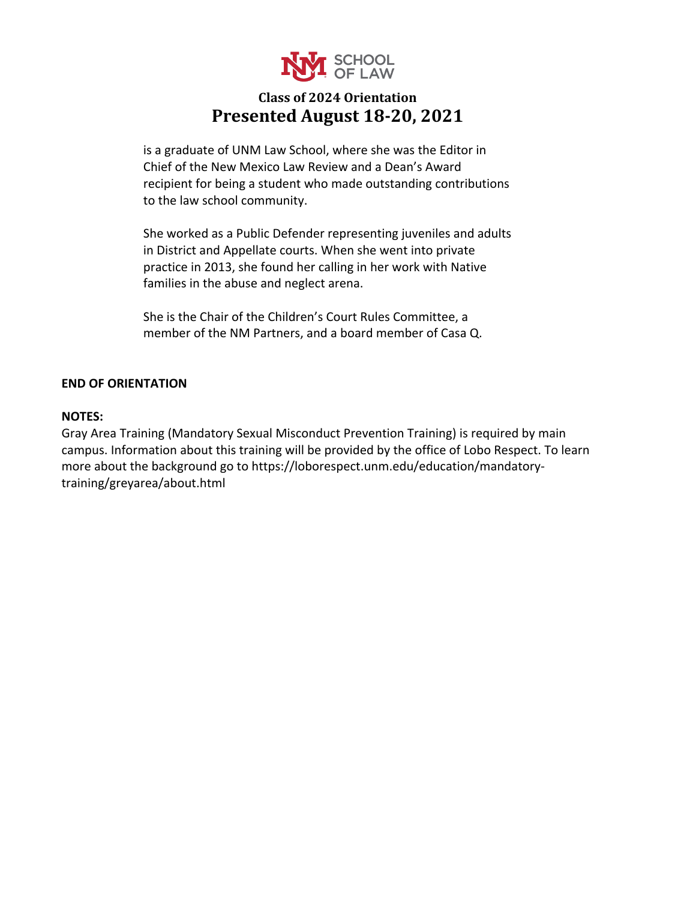is a graduate of UNM Law School, where she was the Editor in Chief of the New Mexico Law Review and a Dean's Award recipient for being a student who made outstanding contributions to the law school community.

She worked as a Public Defender representing juveniles and adults in District and Appellate courts. When she went into private practice in 2013, she found her calling in her work with Native families in the abuse and neglect arena.

She is the Chair of the Children's Court Rules Committee, a member of the NM Partners, and a board member of Casa Q.

**END OF ORIENTATION**

**NOTES:**
Gray Area Training (Mandatory Sexual Misconduct Prevention Training) is required by main campus. Information about this training will be provided by the office of Lobo Respect. To learn more about the background go to https://loborespect.unm.edu/education/mandatory-training/greyarea/about.html